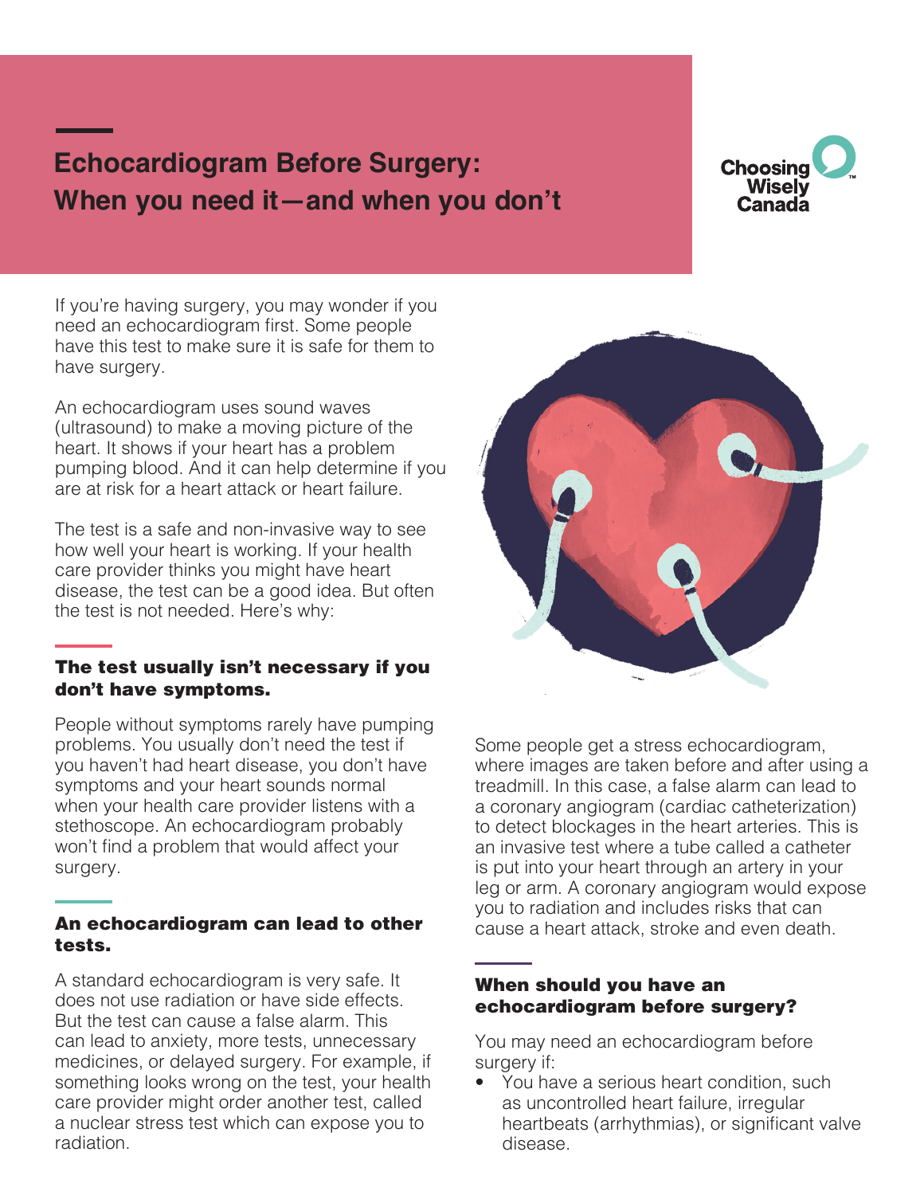# Echocardiogram Before Surgery: When you need it—and when you don't

Choosing Wisely Canada

If you're having surgery, you may wonder if you need an echocardiogram first. Some people have this test to make sure it is safe for them to have surgery.

An echocardiogram uses sound waves (ultrasound) to make a moving picture of the heart. It shows if your heart has a problem pumping blood. And it can help determine if you are at risk for a heart attack or heart failure.

The test is a safe and non-invasive way to see how well your heart is working. If your health care provider thinks you might have heart disease, the test can be a good idea. But often the test is not needed. Here's why:

## The test usually isn't necessary if you don't have symptoms.

People without symptoms rarely have pumping problems. You usually don't need the test if you haven't had heart disease, you don't have symptoms and your heart sounds normal when your health care provider listens with a stethoscope. An echocardiogram probably won't find a problem that would affect your surgery.

## An echocardiogram can lead to other tests.

A standard echocardiogram is very safe. It does not use radiation or have side effects. But the test can cause a false alarm. This can lead to anxiety, more tests, unnecessary medicines, or delayed surgery. For example, if something looks wrong on the test, your health care provider might order another test, called a nuclear stress test which can expose you to radiation.

Some people get a stress echocardiogram, where images are taken before and after using a treadmill. In this case, a false alarm can lead to a coronary angiogram (cardiac catheterization) to detect blockages in the heart arteries. This is an invasive test where a tube called a catheter is put into your heart through an artery in your leg or arm. A coronary angiogram would expose you to radiation and includes risks that can cause a heart attack, stroke and even death.

## When should you have an echocardiogram before surgery?

You may need an echocardiogram before surgery if:

- You have a serious heart condition, such as uncontrolled heart failure, irregular heartbeats (arrhythmias), or significant valve disease.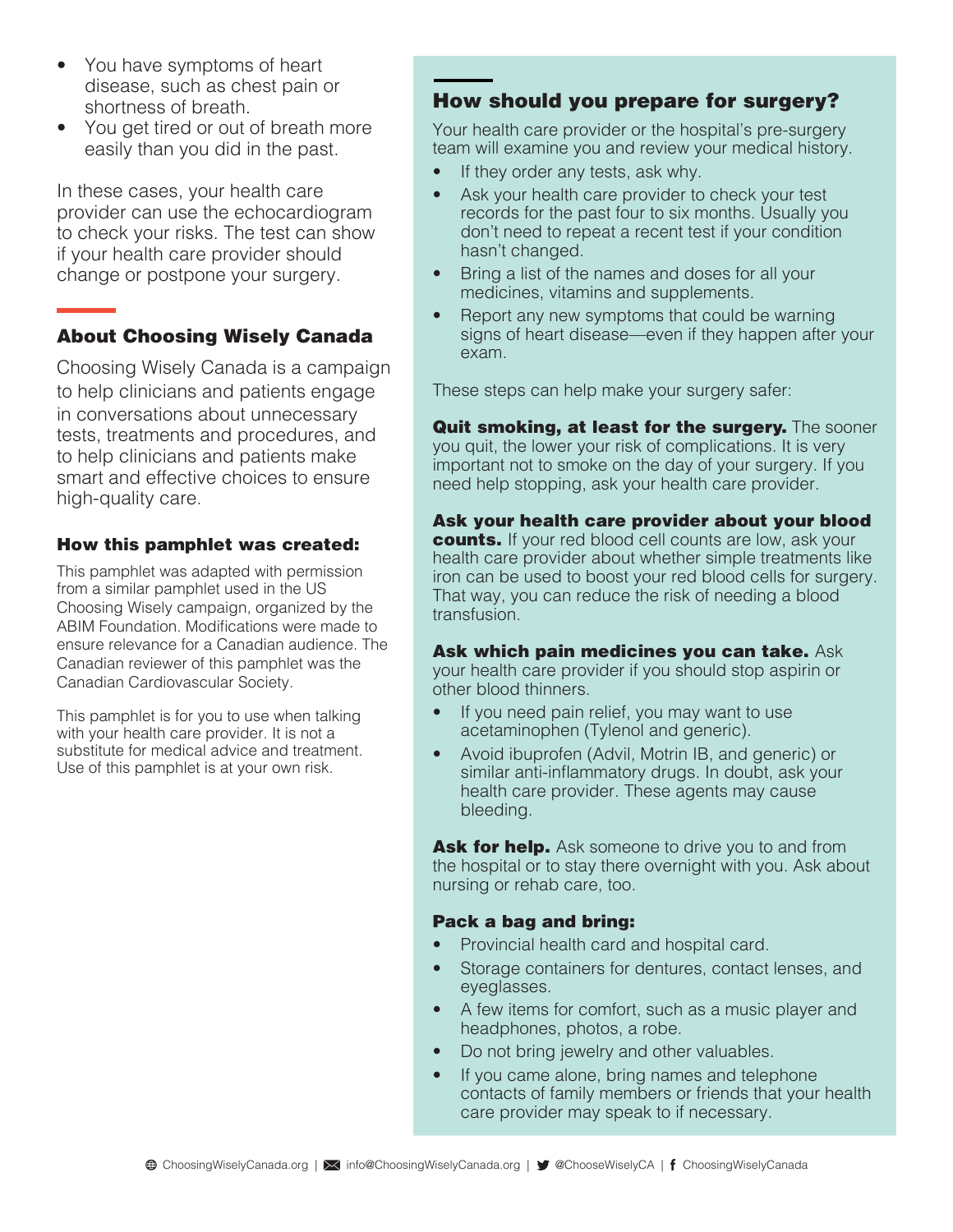- You have symptoms of heart disease, such as chest pain or shortness of breath.
- You get tired or out of breath more easily than you did in the past.

In these cases, your health care provider can use the echocardiogram to check your risks. The test can show if your health care provider should change or postpone your surgery.

## About Choosing Wisely Canada

Choosing Wisely Canada is a campaign to help clinicians and patients engage in conversations about unnecessary tests, treatments and procedures, and to help clinicians and patients make smart and effective choices to ensure high-quality care.

### How this pamphlet was created:

This pamphlet was adapted with permission from a similar pamphlet used in the US Choosing Wisely campaign, organized by the ABIM Foundation. Modifications were made to ensure relevance for a Canadian audience. The Canadian reviewer of this pamphlet was the Canadian Cardiovascular Society.

This pamphlet is for you to use when talking with your health care provider. It is not a substitute for medical advice and treatment. Use of this pamphlet is at your own risk.

## How should you prepare for surgery?

Your health care provider or the hospital's pre-surgery team will examine you and review your medical history.

- If they order any tests, ask why.
- Ask your health care provider to check your test records for the past four to six months. Usually you don't need to repeat a recent test if your condition hasn't changed.
- Bring a list of the names and doses for all your medicines, vitamins and supplements.
- Report any new symptoms that could be warning signs of heart disease—even if they happen after your exam.

These steps can help make your surgery safer:

**Quit smoking, at least for the surgery.** The sooner you quit, the lower your risk of complications. It is very important not to smoke on the day of your surgery. If you need help stopping, ask your health care provider.

**Ask your health care provider about your blood counts.** If your red blood cell counts are low, ask your health care provider about whether simple treatments like iron can be used to boost your red blood cells for surgery. That way, you can reduce the risk of needing a blood transfusion.

**Ask which pain medicines you can take.** Ask your health care provider if you should stop aspirin or other blood thinners.

- If you need pain relief, you may want to use acetaminophen (Tylenol and generic).
- Avoid ibuprofen (Advil, Motrin IB, and generic) or similar anti-inflammatory drugs. In doubt, ask your health care provider. These agents may cause bleeding.

**Ask for help.** Ask someone to drive you to and from the hospital or to stay there overnight with you. Ask about nursing or rehab care, too.

**Pack a bag and bring:**

- Provincial health card and hospital card.
- Storage containers for dentures, contact lenses, and eyeglasses.
- A few items for comfort, such as a music player and headphones, photos, a robe.
- Do not bring jewelry and other valuables.
- If you came alone, bring names and telephone contacts of family members or friends that your health care provider may speak to if necessary.

ChoosingWiselyCanada.org | info@ChoosingWiselyCanada.org | @ChooseWiselyCA | ChoosingWiselyCanada